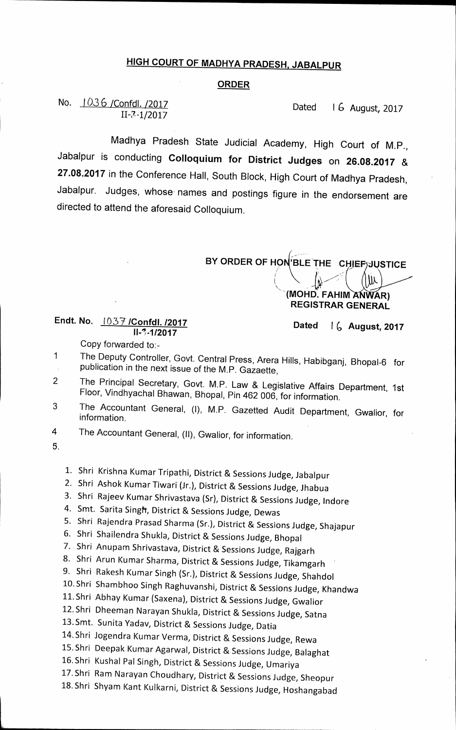# HIGH COURT OF MADHYA PRADESH, JABALPUR

## ORDER

No. 1036 /Confdl. /2017
II-7-1/2017

Dated 16 August, 2017

Madhya Pradesh State Judicial Academy, High Court of M.P., Jabalpur is conducting **Colloquium for District Judges** on **26.08.2017** & **27.08.2017** in the Conference Hall, South Block, High Court of Madhya Pradesh, Jabalpur. Judges, whose names and postings figure in the endorsement are directed to attend the aforesaid Colloquium.

**BY ORDER OF HON'BLE THE CHIEF JUSTICE**

**(MOHD. FAHIM ANWAR)**
**REGISTRAR GENERAL**

**Endt. No. 1037 /Confdl. /2017**
**II-7-1/2017**

**Dated 16 August, 2017**

Copy forwarded to:-

1. The Deputy Controller, Govt. Central Press, Arera Hills, Habibganj, Bhopal-6 for publication in the next issue of the M.P. Gazaette,
2. The Principal Secretary, Govt. M.P. Law & Legislative Affairs Department, 1st Floor, Vindhyachal Bhawan, Bhopal, Pin 462 006, for information.
3. The Accountant General, (I), M.P. Gazetted Audit Department, Gwalior, for information.
4. The Accountant General, (II), Gwalior, for information.
5.

1. Shri Krishna Kumar Tripathi, District & Sessions Judge, Jabalpur
2. Shri Ashok Kumar Tiwari (Jr.), District & Sessions Judge, Jhabua
3. Shri Rajeev Kumar Shrivastava (Sr), District & Sessions Judge, Indore
4. Smt. Sarita Singh, District & Sessions Judge, Dewas
5. Shri Rajendra Prasad Sharma (Sr.), District & Sessions Judge, Shajapur
6. Shri Shailendra Shukla, District & Sessions Judge, Bhopal
7. Shri Anupam Shrivastava, District & Sessions Judge, Rajgarh
8. Shri Arun Kumar Sharma, District & Sessions Judge, Tikamgarh
9. Shri Rakesh Kumar Singh (Sr.), District & Sessions Judge, Shahdol
10. Shri Shambhoo Singh Raghuvanshi, District & Sessions Judge, Khandwa
11. Shri Abhay Kumar (Saxena), District & Sessions Judge, Gwalior
12. Shri Dheeman Narayan Shukla, District & Sessions Judge, Satna
13. Smt. Sunita Yadav, District & Sessions Judge, Datia
14. Shri Jogendra Kumar Verma, District & Sessions Judge, Rewa
15. Shri Deepak Kumar Agarwal, District & Sessions Judge, Balaghat
16. Shri Kushal Pal Singh, District & Sessions Judge, Umariya
17. Shri Ram Narayan Choudhary, District & Sessions Judge, Sheopur
18. Shri Shyam Kant Kulkarni, District & Sessions Judge, Hoshangabad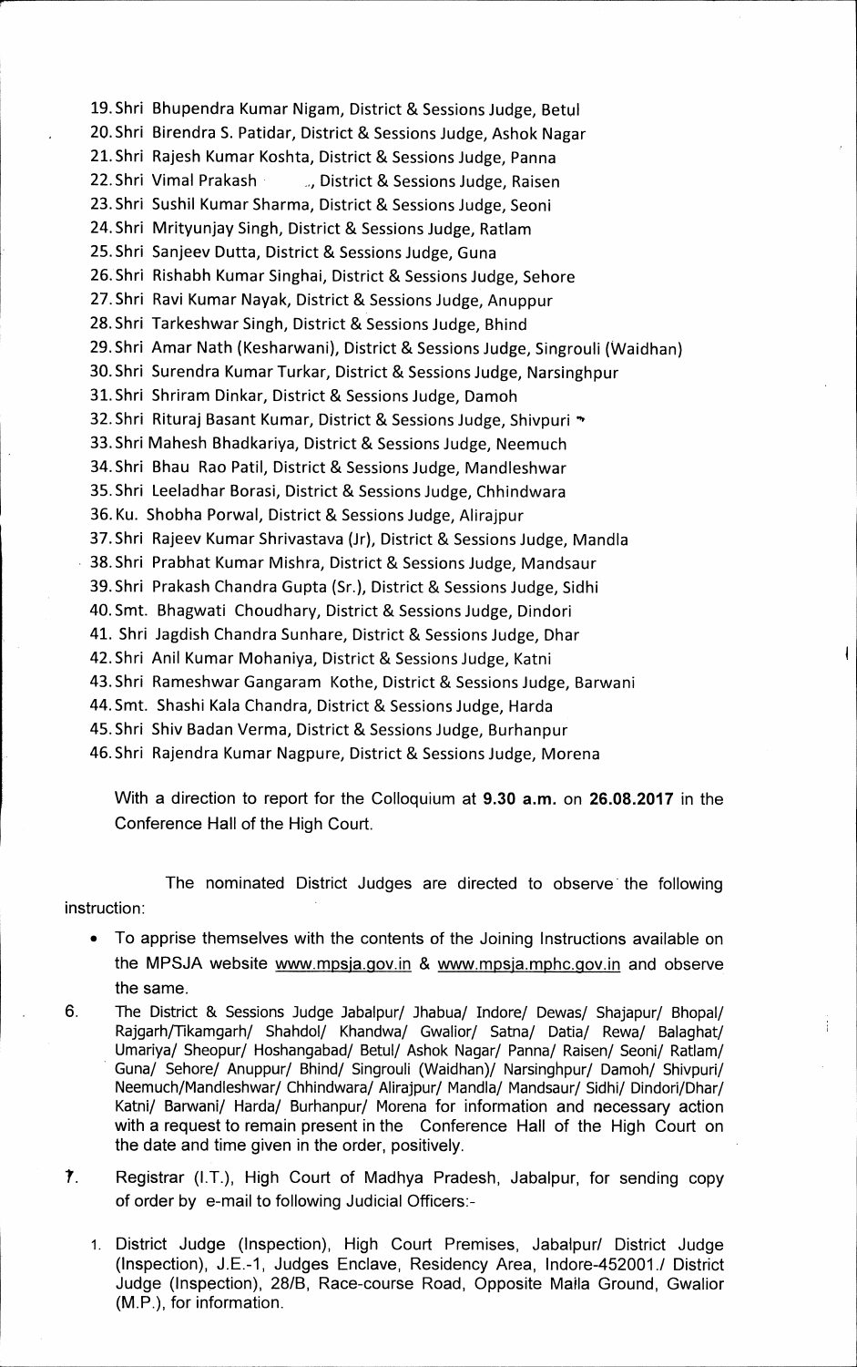19. Shri Bhupendra Kumar Nigam, District & Sessions Judge, Betul
20. Shri Birendra S. Patidar, District & Sessions Judge, Ashok Nagar
21. Shri Rajesh Kumar Koshta, District & Sessions Judge, Panna
22. Shri Vimal Prakash ., District & Sessions Judge, Raisen
23. Shri Sushil Kumar Sharma, District & Sessions Judge, Seoni
24. Shri Mrityunjay Singh, District & Sessions Judge, Ratlam
25. Shri Sanjeev Dutta, District & Sessions Judge, Guna
26. Shri Rishabh Kumar Singhai, District & Sessions Judge, Sehore
27. Shri Ravi Kumar Nayak, District & Sessions Judge, Anuppur
28. Shri Tarkeshwar Singh, District & Sessions Judge, Bhind
29. Shri Amar Nath (Kesharwani), District & Sessions Judge, Singrouli (Waidhan)
30. Shri Surendra Kumar Turkar, District & Sessions Judge, Narsinghpur
31. Shri Shriram Dinkar, District & Sessions Judge, Damoh
32. Shri Rituraj Basant Kumar, District & Sessions Judge, Shivpuri
33. Shri Mahesh Bhadkariya, District & Sessions Judge, Neemuch
34. Shri Bhau Rao Patil, District & Sessions Judge, Mandleshwar
35. Shri Leeladhar Borasi, District & Sessions Judge, Chhindwara
36. Ku. Shobha Porwal, District & Sessions Judge, Alirajpur
37. Shri Rajeev Kumar Shrivastava (Jr), District & Sessions Judge, Mandla
38. Shri Prabhat Kumar Mishra, District & Sessions Judge, Mandsaur
39. Shri Prakash Chandra Gupta (Sr.), District & Sessions Judge, Sidhi
40. Smt. Bhagwati Choudhary, District & Sessions Judge, Dindori
41. Shri Jagdish Chandra Sunhare, District & Sessions Judge, Dhar
42. Shri Anil Kumar Mohaniya, District & Sessions Judge, Katni
43. Shri Rameshwar Gangaram Kothe, District & Sessions Judge, Barwani
44. Smt. Shashi Kala Chandra, District & Sessions Judge, Harda
45. Shri Shiv Badan Verma, District & Sessions Judge, Burhanpur
46. Shri Rajendra Kumar Nagpure, District & Sessions Judge, Morena

With a direction to report for the Colloquium at **9.30 a.m.** on **26.08.2017** in the Conference Hall of the High Court.

The nominated District Judges are directed to observe the following instruction:

- To apprise themselves with the contents of the Joining Instructions available on the MPSJA website www.mpsja.gov.in & www.mpsja.mphc.gov.in and observe the same.

6. The District & Sessions Judge Jabalpur/ Jhabua/ Indore/ Dewas/ Shajapur/ Bhopal/ Rajgarh/Tikamgarh/ Shahdol/ Khandwa/ Gwalior/ Satna/ Datia/ Rewa/ Balaghat/ Umariya/ Sheopur/ Hoshangabad/ Betul/ Ashok Nagar/ Panna/ Raisen/ Seoni/ Ratlam/ Guna/ Sehore/ Anuppur/ Bhind/ Singrouli (Waidhan)/ Narsinghpur/ Damoh/ Shivpuri/ Neemuch/Mandleshwar/ Chhindwara/ Alirajpur/ Mandla/ Mandsaur/ Sidhi/ Dindori/Dhar/ Katni/ Barwani/ Harda/ Burhanpur/ Morena for information and necessary action with a request to remain present in the Conference Hall of the High Court on the date and time given in the order, positively.

7. Registrar (I.T.), High Court of Madhya Pradesh, Jabalpur, for sending copy of order by e-mail to following Judicial Officers:-

   1. District Judge (Inspection), High Court Premises, Jabalpur/ District Judge (Inspection), J.E.-1, Judges Enclave, Residency Area, Indore-452001./ District Judge (Inspection), 28/B, Race-course Road, Opposite Maila Ground, Gwalior (M.P.), for information.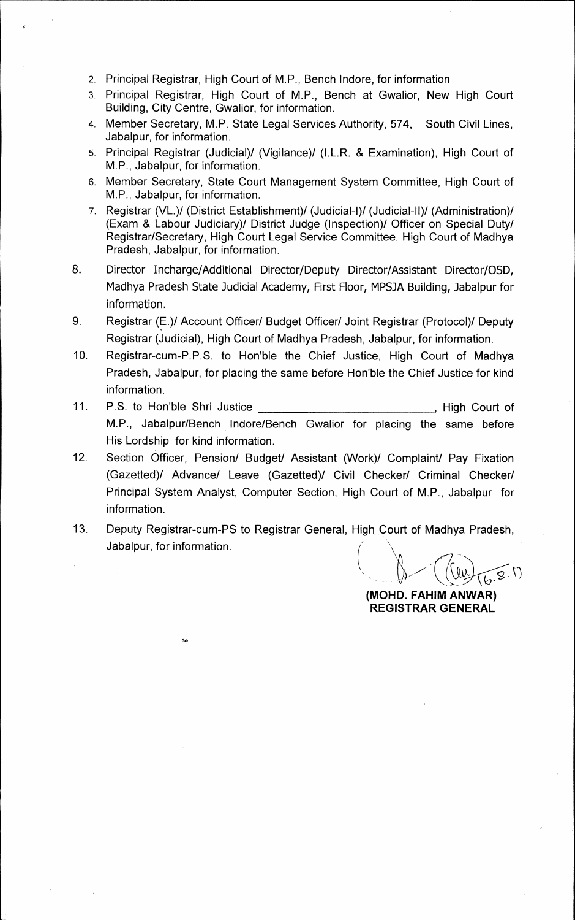2. Principal Registrar, High Court of M.P., Bench Indore, for information
3. Principal Registrar, High Court of M.P., Bench at Gwalior, New High Court Building, City Centre, Gwalior, for information.
4. Member Secretary, M.P. State Legal Services Authority, 574, South Civil Lines, Jabalpur, for information.
5. Principal Registrar (Judicial)/ (Vigilance)/ (I.L.R. & Examination), High Court of M.P., Jabalpur, for information.
6. Member Secretary, State Court Management System Committee, High Court of M.P., Jabalpur, for information.
7. Registrar (VL.)/ (District Establishment)/ (Judicial-I)/ (Judicial-II)/ (Administration)/ (Exam & Labour Judiciary)/ District Judge (Inspection)/ Officer on Special Duty/ Registrar/Secretary, High Court Legal Service Committee, High Court of Madhya Pradesh, Jabalpur, for information.
8. Director Incharge/Additional Director/Deputy Director/Assistant Director/OSD, Madhya Pradesh State Judicial Academy, First Floor, MPSJA Building, Jabalpur for information.
9. Registrar (E.)/ Account Officer/ Budget Officer/ Joint Registrar (Protocol)/ Deputy Registrar (Judicial), High Court of Madhya Pradesh, Jabalpur, for information.
10. Registrar-cum-P.P.S. to Hon'ble the Chief Justice, High Court of Madhya Pradesh, Jabalpur, for placing the same before Hon'ble the Chief Justice for kind information.
11. P.S. to Hon'ble Shri Justice ____________________________, High Court of M.P., Jabalpur/Bench Indore/Bench Gwalior for placing the same before His Lordship for kind information.
12. Section Officer, Pension/ Budget/ Assistant (Work)/ Complaint/ Pay Fixation (Gazetted)/ Advance/ Leave (Gazetted)/ Civil Checker/ Criminal Checker/ Principal System Analyst, Computer Section, High Court of M.P., Jabalpur for information.
13. Deputy Registrar-cum-PS to Registrar General, High Court of Madhya Pradesh, Jabalpur, for information.

16.8.17

**(MOHD. FAHIM ANWAR)**
**REGISTRAR GENERAL**